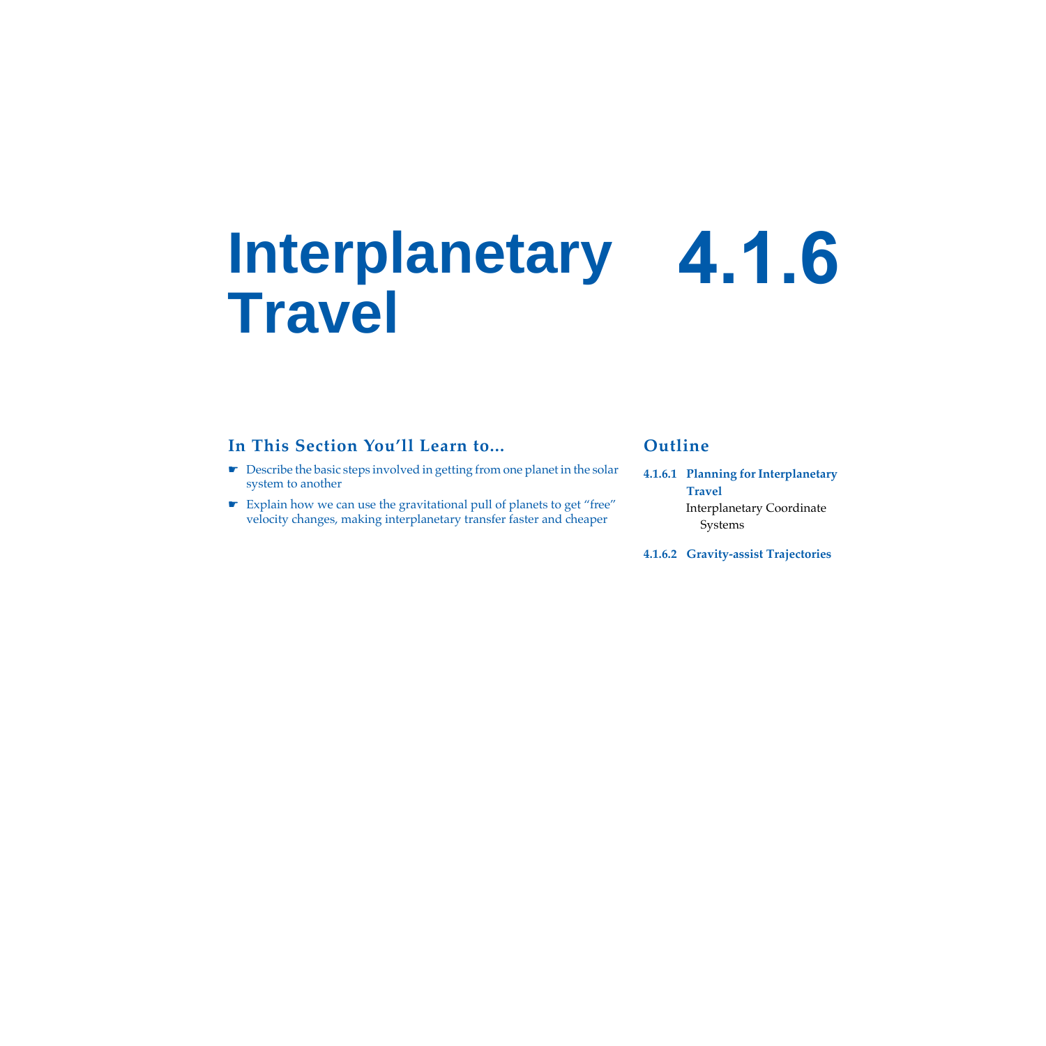# Interplanetary Travel 4.1.6

## In This Section You'll Learn to...

- ☛ Describe the basic steps involved in getting from one planet in the solar system to another
- ☛ Explain how we can use the gravitational pull of planets to get "free" velocity changes, making interplanetary transfer faster and cheaper

## Outline

**4.1.6.1 Planning for Interplanetary Travel**
Interplanetary Coordinate Systems

**4.1.6.2 Gravity-assist Trajectories**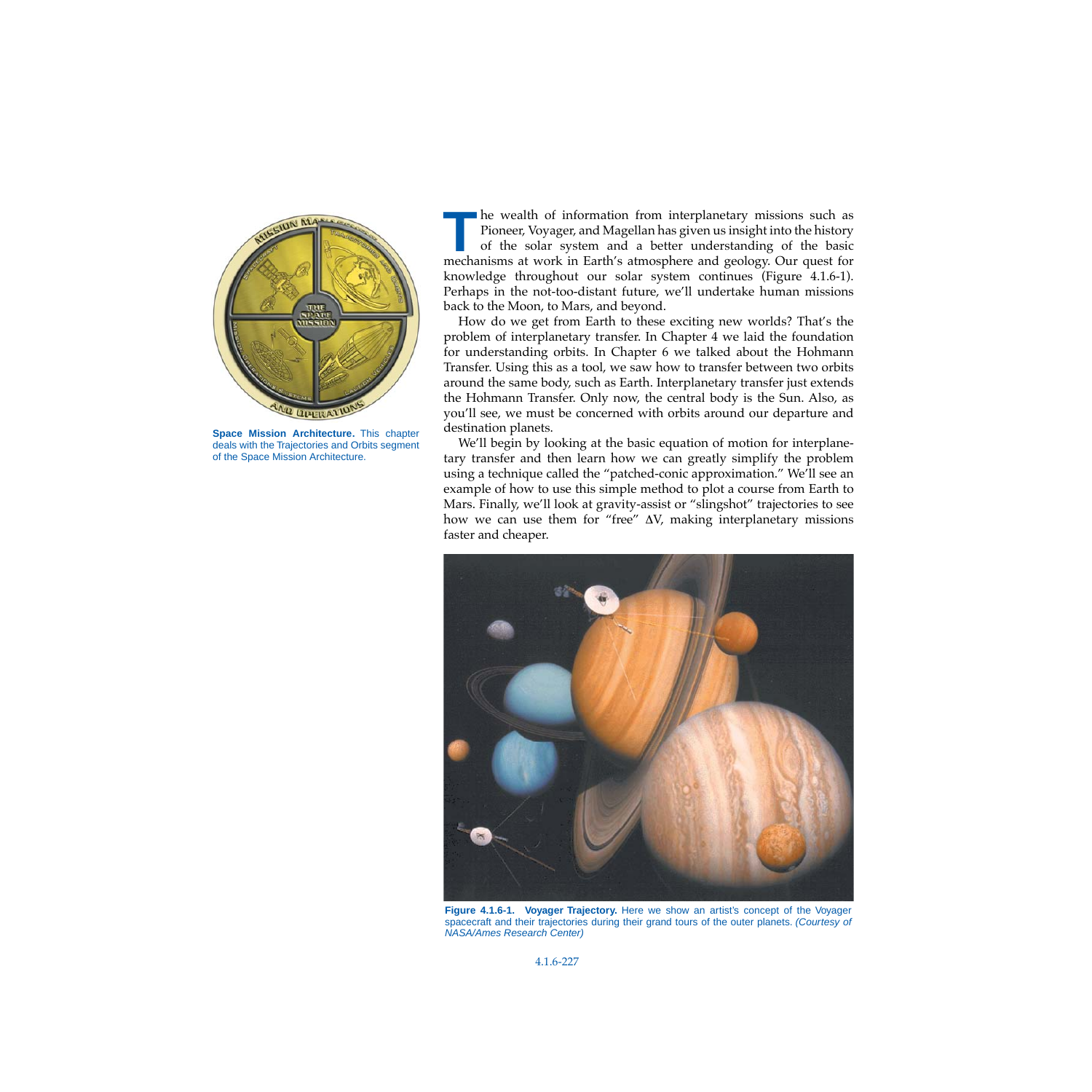**Space Mission Architecture.** This chapter deals with the Trajectories and Orbits segment of the Space Mission Architecture.

The wealth of information from interplanetary missions such as Pioneer, Voyager, and Magellan has given us insight into the history of the solar system and a better understanding of the basic mechanisms at work in Earth's atmosphere and geology. Our quest for knowledge throughout our solar system continues (Figure 4.1.6-1). Perhaps in the not-too-distant future, we'll undertake human missions back to the Moon, to Mars, and beyond.

How do we get from Earth to these exciting new worlds? That's the problem of interplanetary transfer. In Chapter 4 we laid the foundation for understanding orbits. In Chapter 6 we talked about the Hohmann Transfer. Using this as a tool, we saw how to transfer between two orbits around the same body, such as Earth. Interplanetary transfer just extends the Hohmann Transfer. Only now, the central body is the Sun. Also, as you'll see, we must be concerned with orbits around our departure and destination planets.

We'll begin by looking at the basic equation of motion for interplanetary transfer and then learn how we can greatly simplify the problem using a technique called the "patched-conic approximation." We'll see an example of how to use this simple method to plot a course from Earth to Mars. Finally, we'll look at gravity-assist or "slingshot" trajectories to see how we can use them for "free" $\Delta V$, making interplanetary missions faster and cheaper.

**Figure 4.1.6-1. Voyager Trajectory.** Here we show an artist's concept of the Voyager spacecraft and their trajectories during their grand tours of the outer planets. *(Courtesy of NASA/Ames Research Center)*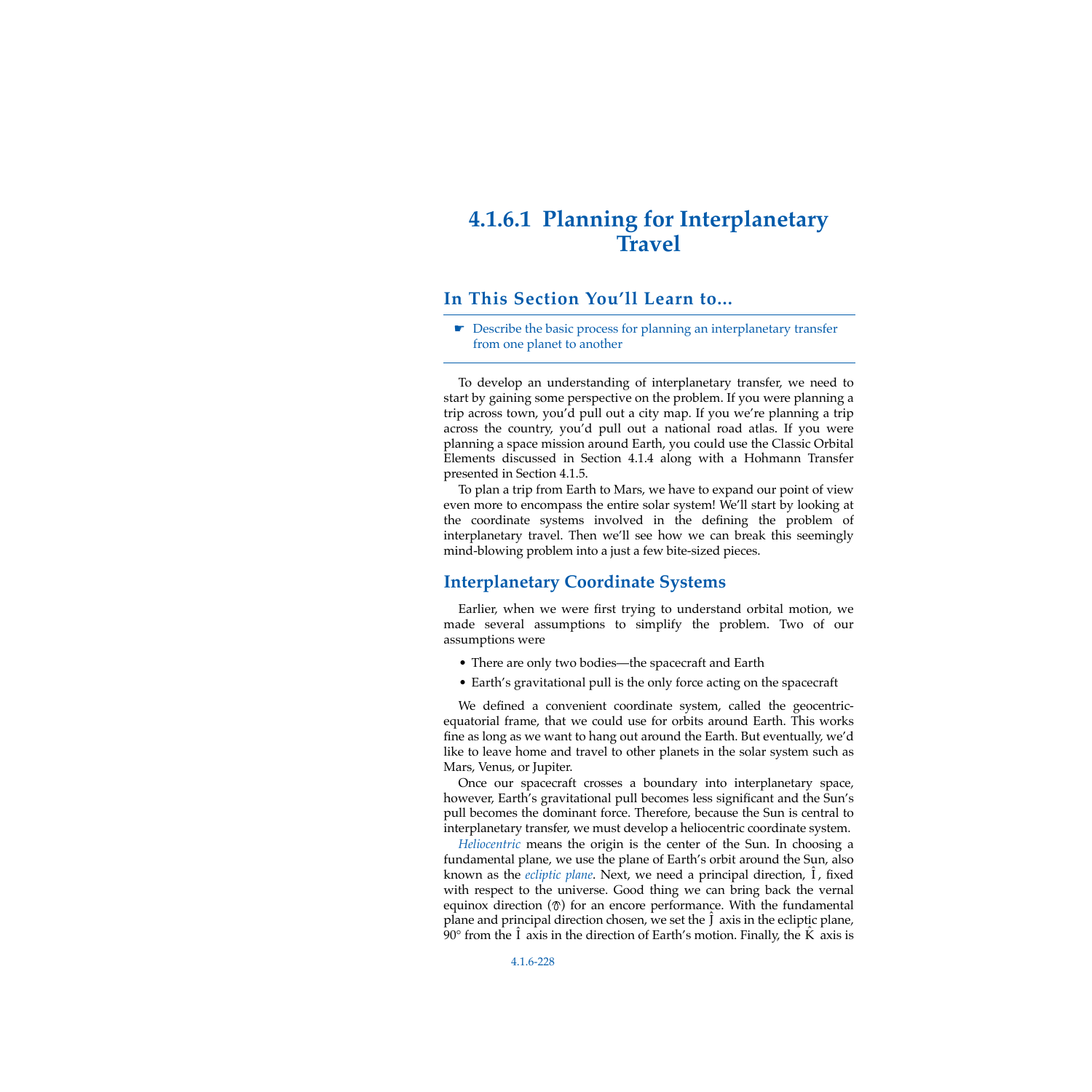# 4.1.6.1 Planning for Interplanetary Travel

## In This Section You'll Learn to...

- ☛ Describe the basic process for planning an interplanetary transfer from one planet to another

To develop an understanding of interplanetary transfer, we need to start by gaining some perspective on the problem. If you were planning a trip across town, you'd pull out a city map. If you we're planning a trip across the country, you'd pull out a national road atlas. If you were planning a space mission around Earth, you could use the Classic Orbital Elements discussed in Section 4.1.4 along with a Hohmann Transfer presented in Section 4.1.5.

To plan a trip from Earth to Mars, we have to expand our point of view even more to encompass the entire solar system! We'll start by looking at the coordinate systems involved in the defining the problem of interplanetary travel. Then we'll see how we can break this seemingly mind-blowing problem into a just a few bite-sized pieces.

## Interplanetary Coordinate Systems

Earlier, when we were first trying to understand orbital motion, we made several assumptions to simplify the problem. Two of our assumptions were

- There are only two bodies—the spacecraft and Earth
- Earth's gravitational pull is the only force acting on the spacecraft

We defined a convenient coordinate system, called the geocentric-equatorial frame, that we could use for orbits around Earth. This works fine as long as we want to hang out around the Earth. But eventually, we'd like to leave home and travel to other planets in the solar system such as Mars, Venus, or Jupiter.

Once our spacecraft crosses a boundary into interplanetary space, however, Earth's gravitational pull becomes less significant and the Sun's pull becomes the dominant force. Therefore, because the Sun is central to interplanetary transfer, we must develop a heliocentric coordinate system.

*Heliocentric* means the origin is the center of the Sun. In choosing a fundamental plane, we use the plane of Earth's orbit around the Sun, also known as the *ecliptic plane*. Next, we need a principal direction, $\hat{I}$, fixed with respect to the universe. Good thing we can bring back the vernal equinox direction (♈) for an encore performance. With the fundamental plane and principal direction chosen, we set the $\hat{J}$ axis in the ecliptic plane, 90° from the $\hat{I}$ axis in the direction of Earth's motion. Finally, the $\hat{K}$ axis is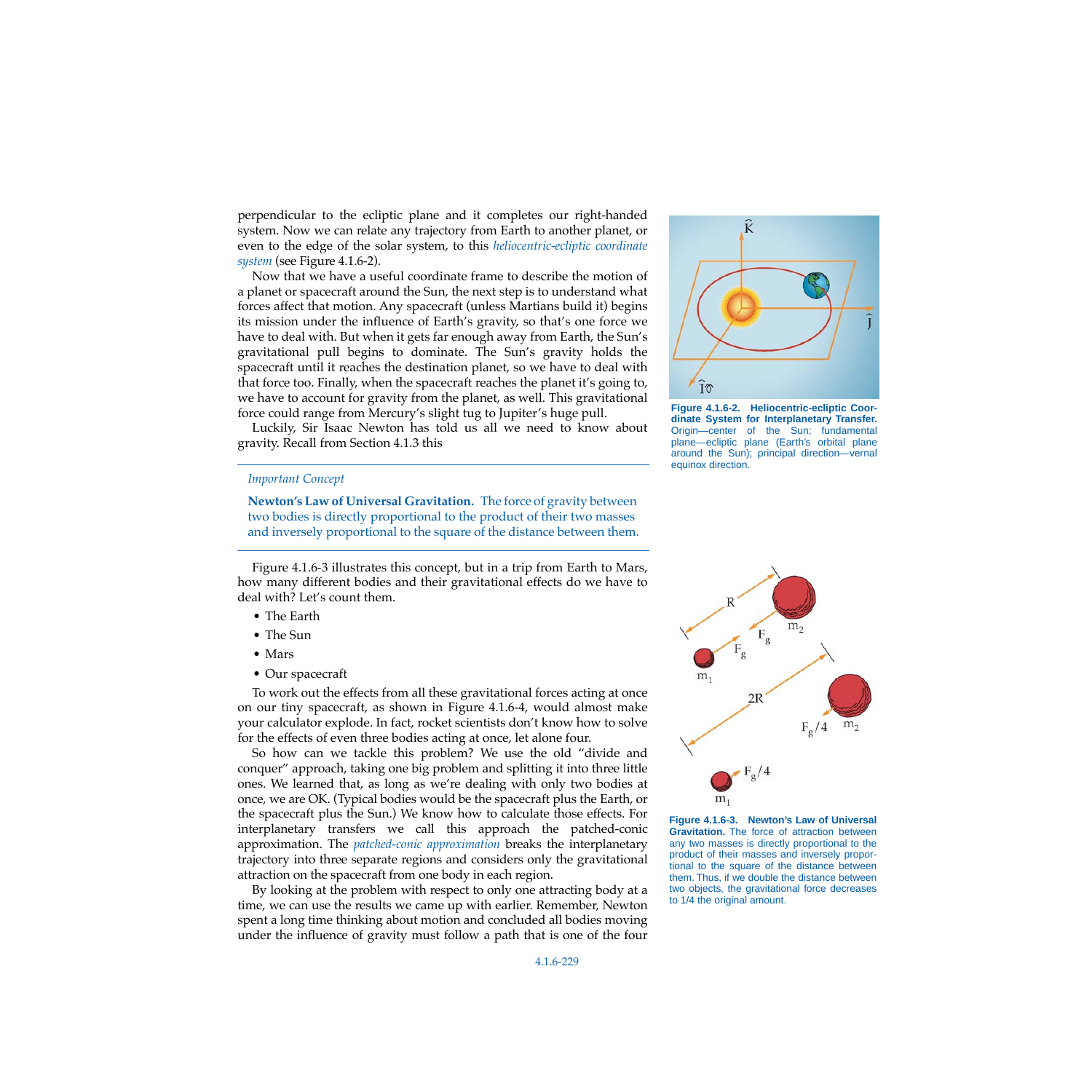perpendicular to the ecliptic plane and it completes our right-handed system. Now we can relate any trajectory from Earth to another planet, or even to the edge of the solar system, to this *heliocentric-ecliptic coordinate system* (see Figure 4.1.6-2).

Now that we have a useful coordinate frame to describe the motion of a planet or spacecraft around the Sun, the next step is to understand what forces affect that motion. Any spacecraft (unless Martians build it) begins its mission under the influence of Earth's gravity, so that's one force we have to deal with. But when it gets far enough away from Earth, the Sun's gravitational pull begins to dominate. The Sun's gravity holds the spacecraft until it reaches the destination planet, so we have to deal with that force too. Finally, when the spacecraft reaches the planet it's going to, we have to account for gravity from the planet, as well. This gravitational force could range from Mercury's slight tug to Jupiter's huge pull.

Luckily, Sir Isaac Newton has told us all we need to know about gravity. Recall from Section 4.1.3 this

**Figure 4.1.6-2. Heliocentric-ecliptic Coordinate System for Interplanetary Transfer.** Origin—center of the Sun; fundamental plane—ecliptic plane (Earth's orbital plane around the Sun); principal direction—vernal equinox direction.

---

*Important Concept*

**Newton's Law of Universal Gravitation.** The force of gravity between two bodies is directly proportional to the product of their two masses and inversely proportional to the square of the distance between them.

---

Figure 4.1.6-3 illustrates this concept, but in a trip from Earth to Mars, how many different bodies and their gravitational effects do we have to deal with? Let's count them.

- The Earth
- The Sun
- Mars
- Our spacecraft

To work out the effects from all these gravitational forces acting at once on our tiny spacecraft, as shown in Figure 4.1.6-4, would almost make your calculator explode. In fact, rocket scientists don't know how to solve for the effects of even three bodies acting at once, let alone four.

So how can we tackle this problem? We use the old "divide and conquer" approach, taking one big problem and splitting it into three little ones. We learned that, as long as we're dealing with only two bodies at once, we are OK. (Typical bodies would be the spacecraft plus the Earth, or the spacecraft plus the Sun.) We know how to calculate those effects. For interplanetary transfers we call this approach the patched-conic approximation. The *patched-conic approximation* breaks the interplanetary trajectory into three separate regions and considers only the gravitational attraction on the spacecraft from one body in each region.

By looking at the problem with respect to only one attracting body at a time, we can use the results we came up with earlier. Remember, Newton spent a long time thinking about motion and concluded all bodies moving under the influence of gravity must follow a path that is one of the four

**Figure 4.1.6-3. Newton's Law of Universal Gravitation.** The force of attraction between any two masses is directly proportional to the product of their masses and inversely proportional to the square of the distance between them. Thus, if we double the distance between two objects, the gravitational force decreases to 1/4 the original amount.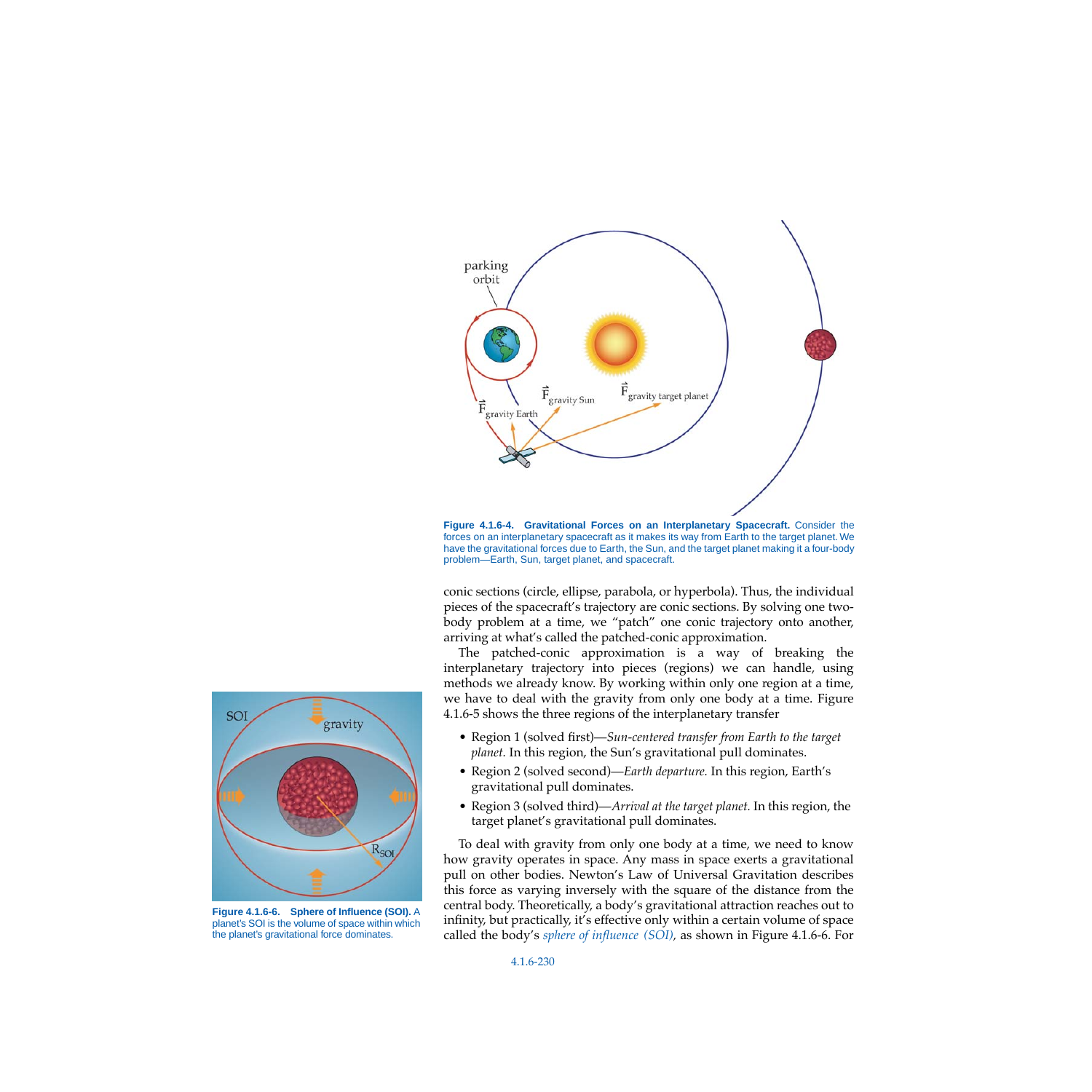**Figure 4.1.6-4. Gravitational Forces on an Interplanetary Spacecraft.** Consider the forces on an interplanetary spacecraft as it makes its way from Earth to the target planet. We have the gravitational forces due to Earth, the Sun, and the target planet making it a four-body problem—Earth, Sun, target planet, and spacecraft.

conic sections (circle, ellipse, parabola, or hyperbola). Thus, the individual pieces of the spacecraft's trajectory are conic sections. By solving one two-body problem at a time, we "patch" one conic trajectory onto another, arriving at what's called the patched-conic approximation.

The patched-conic approximation is a way of breaking the interplanetary trajectory into pieces (regions) we can handle, using methods we already know. By working within only one region at a time, we have to deal with the gravity from only one body at a time. Figure 4.1.6-5 shows the three regions of the interplanetary transfer

- Region 1 (solved first)—*Sun-centered transfer from Earth to the target planet.* In this region, the Sun's gravitational pull dominates.
- Region 2 (solved second)—*Earth departure.* In this region, Earth's gravitational pull dominates.
- Region 3 (solved third)—*Arrival at the target planet.* In this region, the target planet's gravitational pull dominates.

To deal with gravity from only one body at a time, we need to know how gravity operates in space. Any mass in space exerts a gravitational pull on other bodies. Newton's Law of Universal Gravitation describes this force as varying inversely with the square of the distance from the central body. Theoretically, a body's gravitational attraction reaches out to infinity, but practically, it's effective only within a certain volume of space called the body's *sphere of influence (SOI)*, as shown in Figure 4.1.6-6. For

**Figure 4.1.6-6. Sphere of Influence (SOI).** A planet's SOI is the volume of space within which the planet's gravitational force dominates.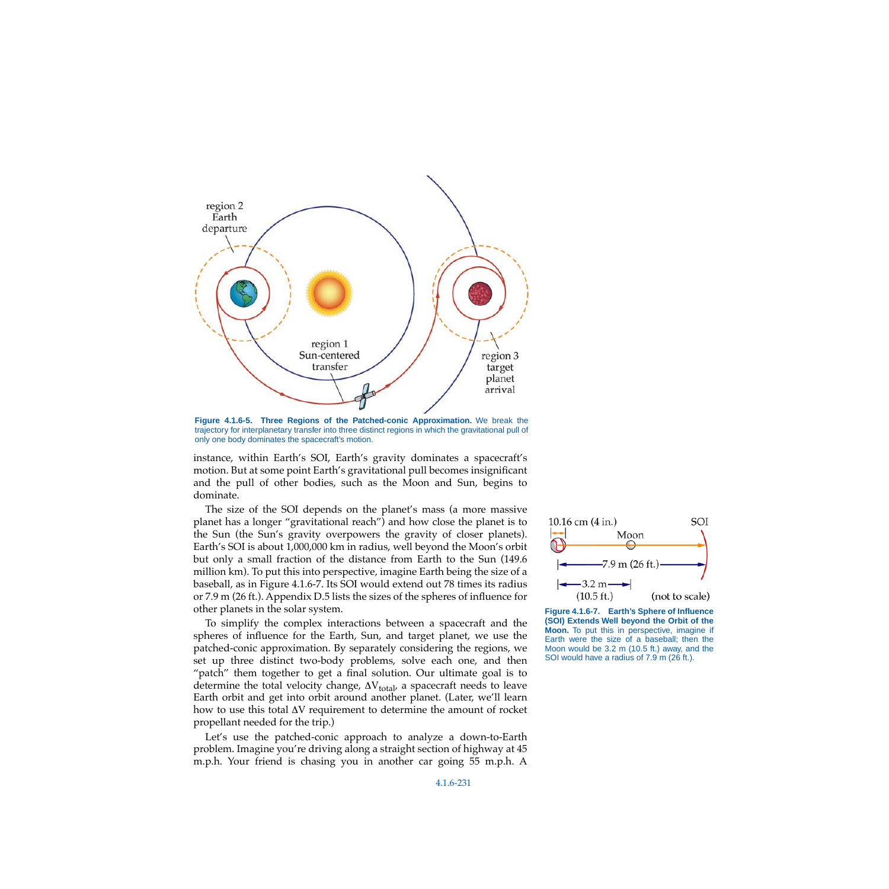**Figure 4.1.6-5. Three Regions of the Patched-conic Approximation.** We break the trajectory for interplanetary transfer into three distinct regions in which the gravitational pull of only one body dominates the spacecraft's motion.

instance, within Earth's SOI, Earth's gravity dominates a spacecraft's motion. But at some point Earth's gravitational pull becomes insignificant and the pull of other bodies, such as the Moon and Sun, begins to dominate.

The size of the SOI depends on the planet's mass (a more massive planet has a longer "gravitational reach") and how close the planet is to the Sun (the Sun's gravity overpowers the gravity of closer planets). Earth's SOI is about 1,000,000 km in radius, well beyond the Moon's orbit but only a small fraction of the distance from Earth to the Sun (149.6 million km). To put this into perspective, imagine Earth being the size of a baseball, as in Figure 4.1.6-7. Its SOI would extend out 78 times its radius or 7.9 m (26 ft.). Appendix D.5 lists the sizes of the spheres of influence for other planets in the solar system.

To simplify the complex interactions between a spacecraft and the spheres of influence for the Earth, Sun, and target planet, we use the patched-conic approximation. By separately considering the regions, we set up three distinct two-body problems, solve each one, and then "patch" them together to get a final solution. Our ultimate goal is to determine the total velocity change, $\Delta V_{total}$, a spacecraft needs to leave Earth orbit and get into orbit around another planet. (Later, we'll learn how to use this total $\Delta V$ requirement to determine the amount of rocket propellant needed for the trip.)

Let's use the patched-conic approach to analyze a down-to-Earth problem. Imagine you're driving along a straight section of highway at 45 m.p.h. Your friend is chasing you in another car going 55 m.p.h. A

**Figure 4.1.6-7. Earth's Sphere of Influence (SOI) Extends Well beyond the Orbit of the Moon.** To put this in perspective, imagine if Earth were the size of a baseball; then the Moon would be 3.2 m (10.5 ft.) away, and the SOI would have a radius of 7.9 m (26 ft.).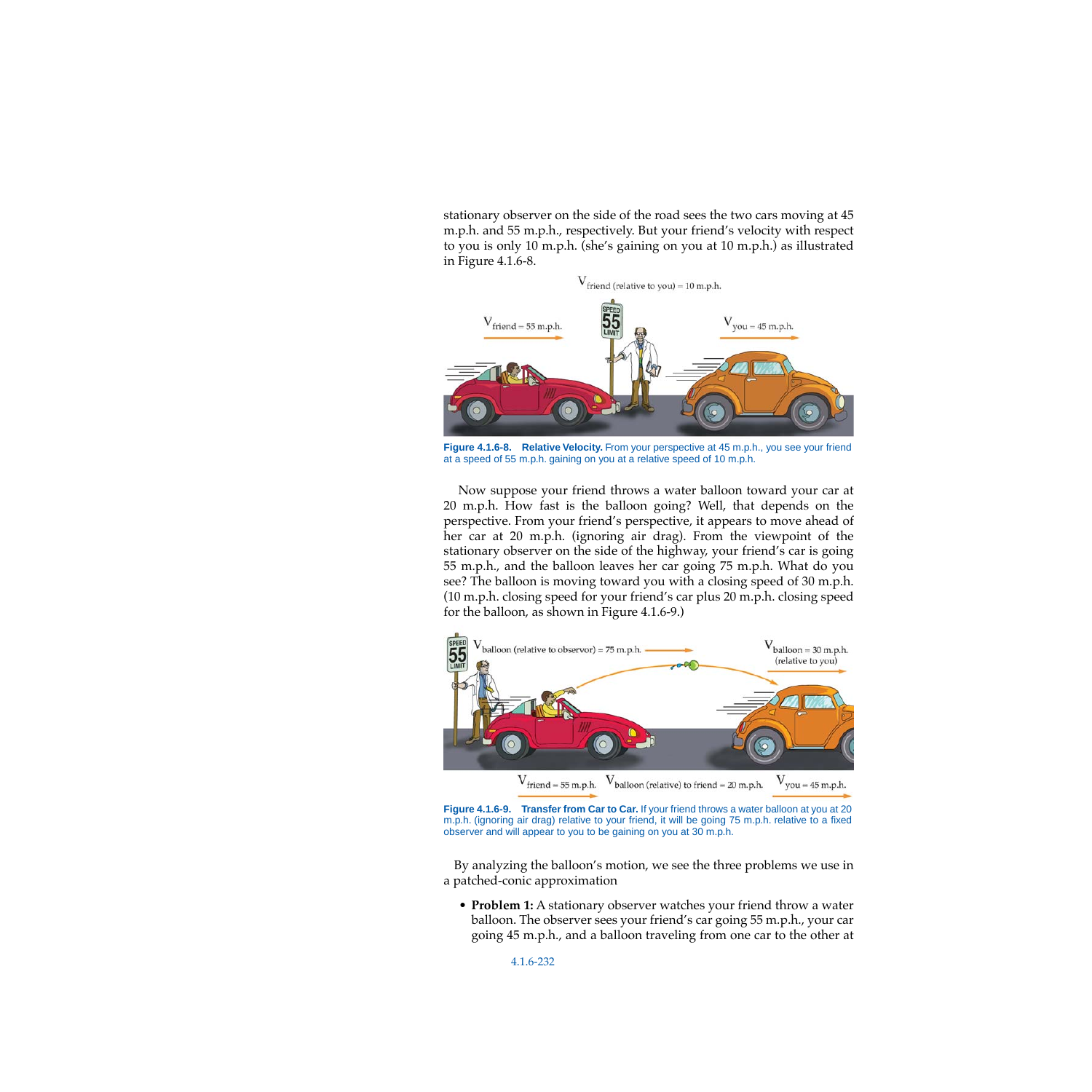stationary observer on the side of the road sees the two cars moving at 45 m.p.h. and 55 m.p.h., respectively. But your friend's velocity with respect to you is only 10 m.p.h. (she's gaining on you at 10 m.p.h.) as illustrated in Figure 4.1.6-8.

**Figure 4.1.6-8. Relative Velocity.** From your perspective at 45 m.p.h., you see your friend at a speed of 55 m.p.h. gaining on you at a relative speed of 10 m.p.h.

Now suppose your friend throws a water balloon toward your car at 20 m.p.h. How fast is the balloon going? Well, that depends on the perspective. From your friend's perspective, it appears to move ahead of her car at 20 m.p.h. (ignoring air drag). From the viewpoint of the stationary observer on the side of the highway, your friend's car is going 55 m.p.h., and the balloon leaves her car going 75 m.p.h. What do you see? The balloon is moving toward you with a closing speed of 30 m.p.h. (10 m.p.h. closing speed for your friend's car plus 20 m.p.h. closing speed for the balloon, as shown in Figure 4.1.6-9.)

**Figure 4.1.6-9. Transfer from Car to Car.** If your friend throws a water balloon at you at 20 m.p.h. (ignoring air drag) relative to your friend, it will be going 75 m.p.h. relative to a fixed observer and will appear to you to be gaining on you at 30 m.p.h.

By analyzing the balloon's motion, we see the three problems we use in a patched-conic approximation

- **Problem 1:** A stationary observer watches your friend throw a water balloon. The observer sees your friend's car going 55 m.p.h., your car going 45 m.p.h., and a balloon traveling from one car to the other at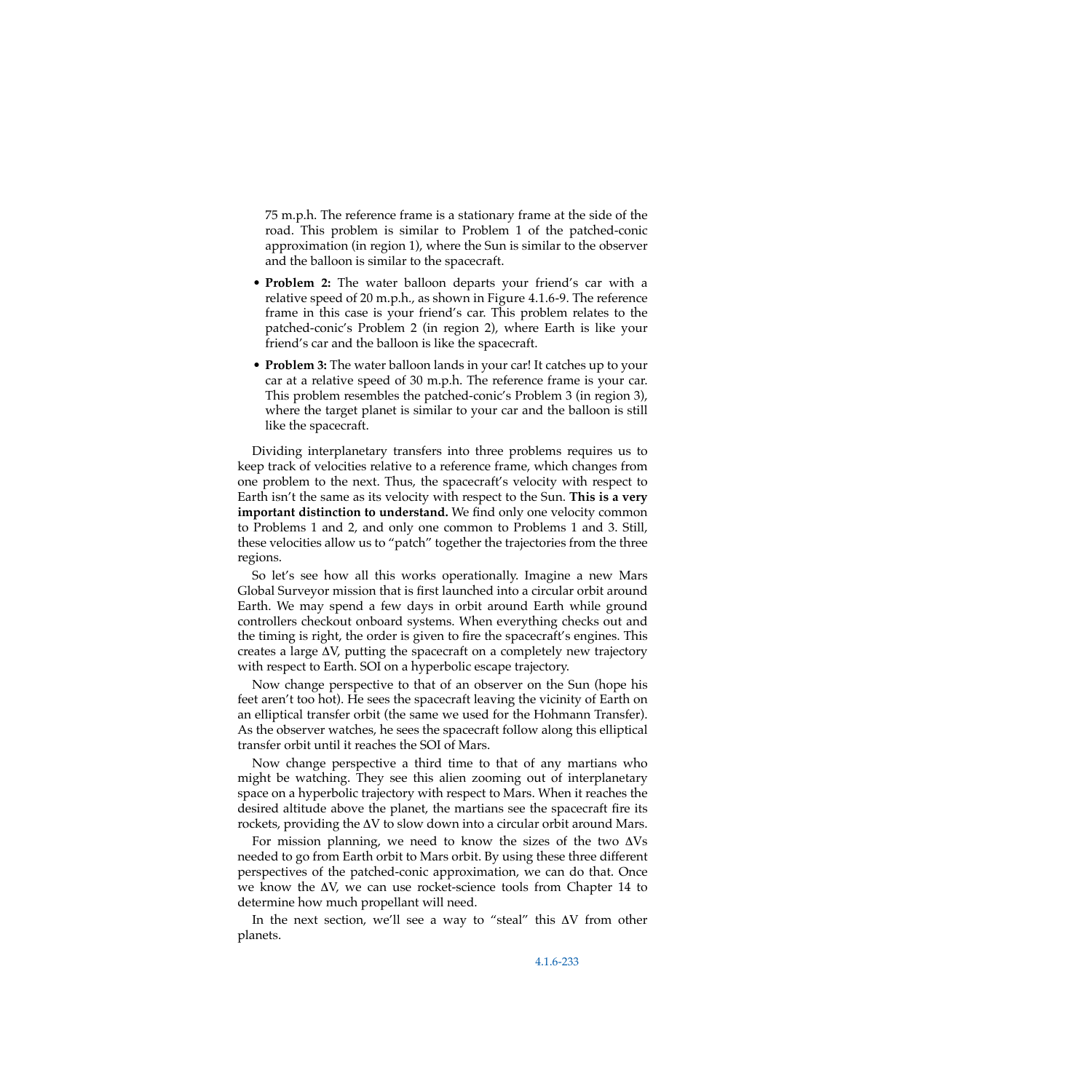75 m.p.h. The reference frame is a stationary frame at the side of the road. This problem is similar to Problem 1 of the patched-conic approximation (in region 1), where the Sun is similar to the observer and the balloon is similar to the spacecraft.

- **Problem 2:** The water balloon departs your friend's car with a relative speed of 20 m.p.h., as shown in Figure 4.1.6-9. The reference frame in this case is your friend's car. This problem relates to the patched-conic's Problem 2 (in region 2), where Earth is like your friend's car and the balloon is like the spacecraft.

- **Problem 3:** The water balloon lands in your car! It catches up to your car at a relative speed of 30 m.p.h. The reference frame is your car. This problem resembles the patched-conic's Problem 3 (in region 3), where the target planet is similar to your car and the balloon is still like the spacecraft.

Dividing interplanetary transfers into three problems requires us to keep track of velocities relative to a reference frame, which changes from one problem to the next. Thus, the spacecraft's velocity with respect to Earth isn't the same as its velocity with respect to the Sun. **This is a very important distinction to understand.** We find only one velocity common to Problems 1 and 2, and only one common to Problems 1 and 3. Still, these velocities allow us to "patch" together the trajectories from the three regions.

So let's see how all this works operationally. Imagine a new Mars Global Surveyor mission that is first launched into a circular orbit around Earth. We may spend a few days in orbit around Earth while ground controllers checkout onboard systems. When everything checks out and the timing is right, the order is given to fire the spacecraft's engines. This creates a large ΔV, putting the spacecraft on a completely new trajectory with respect to Earth. SOI on a hyperbolic escape trajectory.

Now change perspective to that of an observer on the Sun (hope his feet aren't too hot). He sees the spacecraft leaving the vicinity of Earth on an elliptical transfer orbit (the same we used for the Hohmann Transfer). As the observer watches, he sees the spacecraft follow along this elliptical transfer orbit until it reaches the SOI of Mars.

Now change perspective a third time to that of any martians who might be watching. They see this alien zooming out of interplanetary space on a hyperbolic trajectory with respect to Mars. When it reaches the desired altitude above the planet, the martians see the spacecraft fire its rockets, providing the ΔV to slow down into a circular orbit around Mars.

For mission planning, we need to know the sizes of the two ΔVs needed to go from Earth orbit to Mars orbit. By using these three different perspectives of the patched-conic approximation, we can do that. Once we know the ΔV, we can use rocket-science tools from Chapter 14 to determine how much propellant will need.

In the next section, we'll see a way to "steal" this ΔV from other planets.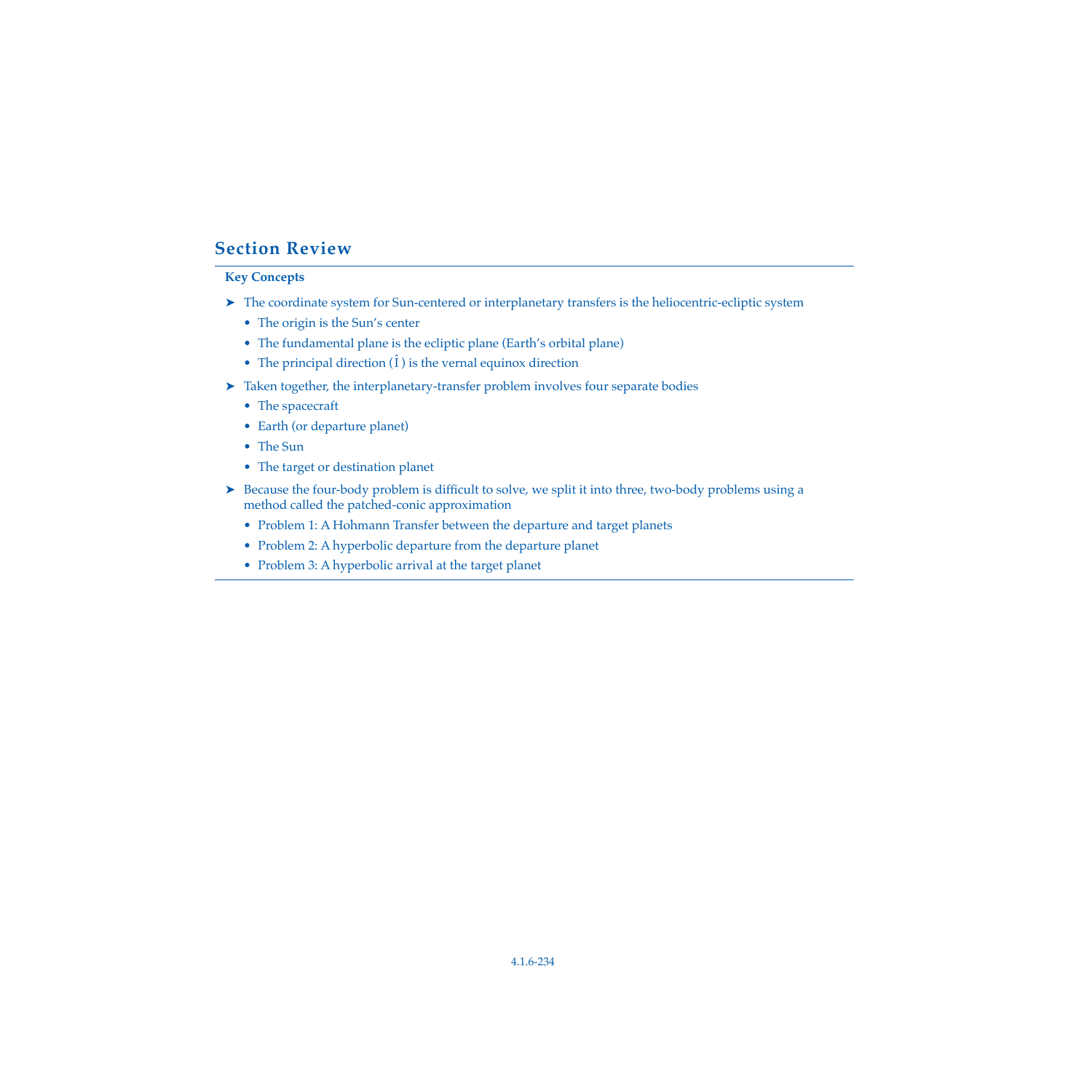## Section Review

**Key Concepts**

- The coordinate system for Sun-centered or interplanetary transfers is the heliocentric-ecliptic system
  - The origin is the Sun's center
  - The fundamental plane is the ecliptic plane (Earth's orbital plane)
  - The principal direction ($\hat{I}$) is the vernal equinox direction
- Taken together, the interplanetary-transfer problem involves four separate bodies
  - The spacecraft
  - Earth (or departure planet)
  - The Sun
  - The target or destination planet
- Because the four-body problem is difficult to solve, we split it into three, two-body problems using a method called the patched-conic approximation
  - Problem 1: A Hohmann Transfer between the departure and target planets
  - Problem 2: A hyperbolic departure from the departure planet
  - Problem 3: A hyperbolic arrival at the target planet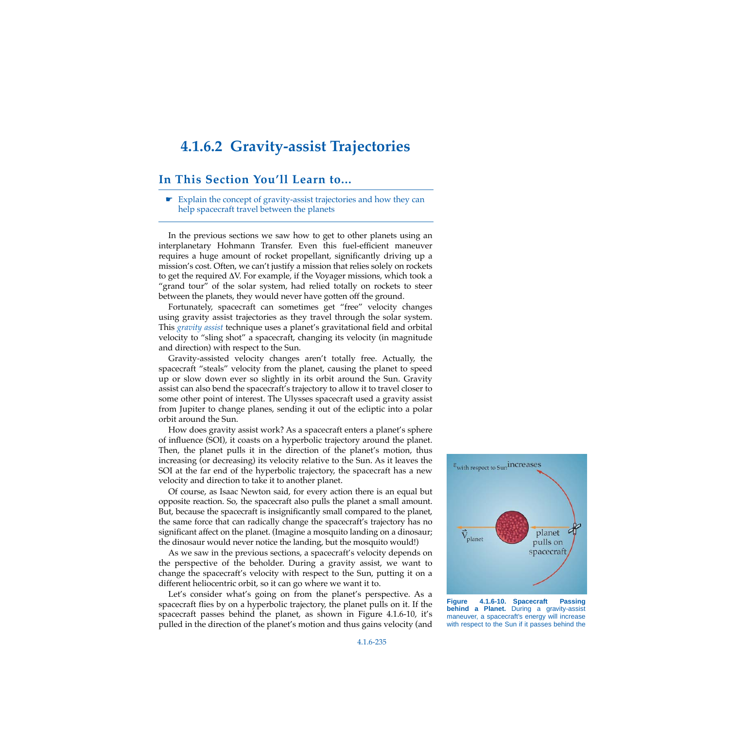## 4.1.6.2 Gravity-assist Trajectories

### In This Section You'll Learn to...

- Explain the concept of gravity-assist trajectories and how they can help spacecraft travel between the planets

In the previous sections we saw how to get to other planets using an interplanetary Hohmann Transfer. Even this fuel-efficient maneuver requires a huge amount of rocket propellant, significantly driving up a mission's cost. Often, we can't justify a mission that relies solely on rockets to get the required $\Delta V$. For example, if the Voyager missions, which took a "grand tour" of the solar system, had relied totally on rockets to steer between the planets, they would never have gotten off the ground.

Fortunately, spacecraft can sometimes get "free" velocity changes using gravity assist trajectories as they travel through the solar system. This *gravity assist* technique uses a planet's gravitational field and orbital velocity to "sling shot" a spacecraft, changing its velocity (in magnitude and direction) with respect to the Sun.

Gravity-assisted velocity changes aren't totally free. Actually, the spacecraft "steals" velocity from the planet, causing the planet to speed up or slow down ever so slightly in its orbit around the Sun. Gravity assist can also bend the spacecraft's trajectory to allow it to travel closer to some other point of interest. The Ulysses spacecraft used a gravity assist from Jupiter to change planes, sending it out of the ecliptic into a polar orbit around the Sun.

How does gravity assist work? As a spacecraft enters a planet's sphere of influence (SOI), it coasts on a hyperbolic trajectory around the planet. Then, the planet pulls it in the direction of the planet's motion, thus increasing (or decreasing) its velocity relative to the Sun. As it leaves the SOI at the far end of the hyperbolic trajectory, the spacecraft has a new velocity and direction to take it to another planet.

Of course, as Isaac Newton said, for every action there is an equal but opposite reaction. So, the spacecraft also pulls the planet a small amount. But, because the spacecraft is insignificantly small compared to the planet, the same force that can radically change the spacecraft's trajectory has no significant affect on the planet. (Imagine a mosquito landing on a dinosaur; the dinosaur would never notice the landing, but the mosquito would!)

As we saw in the previous sections, a spacecraft's velocity depends on the perspective of the beholder. During a gravity assist, we want to change the spacecraft's velocity with respect to the Sun, putting it on a different heliocentric orbit, so it can go where we want it to.

Let's consider what's going on from the planet's perspective. As a spacecraft flies by on a hyperbolic trajectory, the planet pulls on it. If the spacecraft passes behind the planet, as shown in Figure 4.1.6-10, it's pulled in the direction of the planet's motion and thus gains velocity (and

**Figure 4.1.6-10. Spacecraft Passing behind a Planet.** During a gravity-assist maneuver, a spacecraft's energy will increase with respect to the Sun if it passes behind the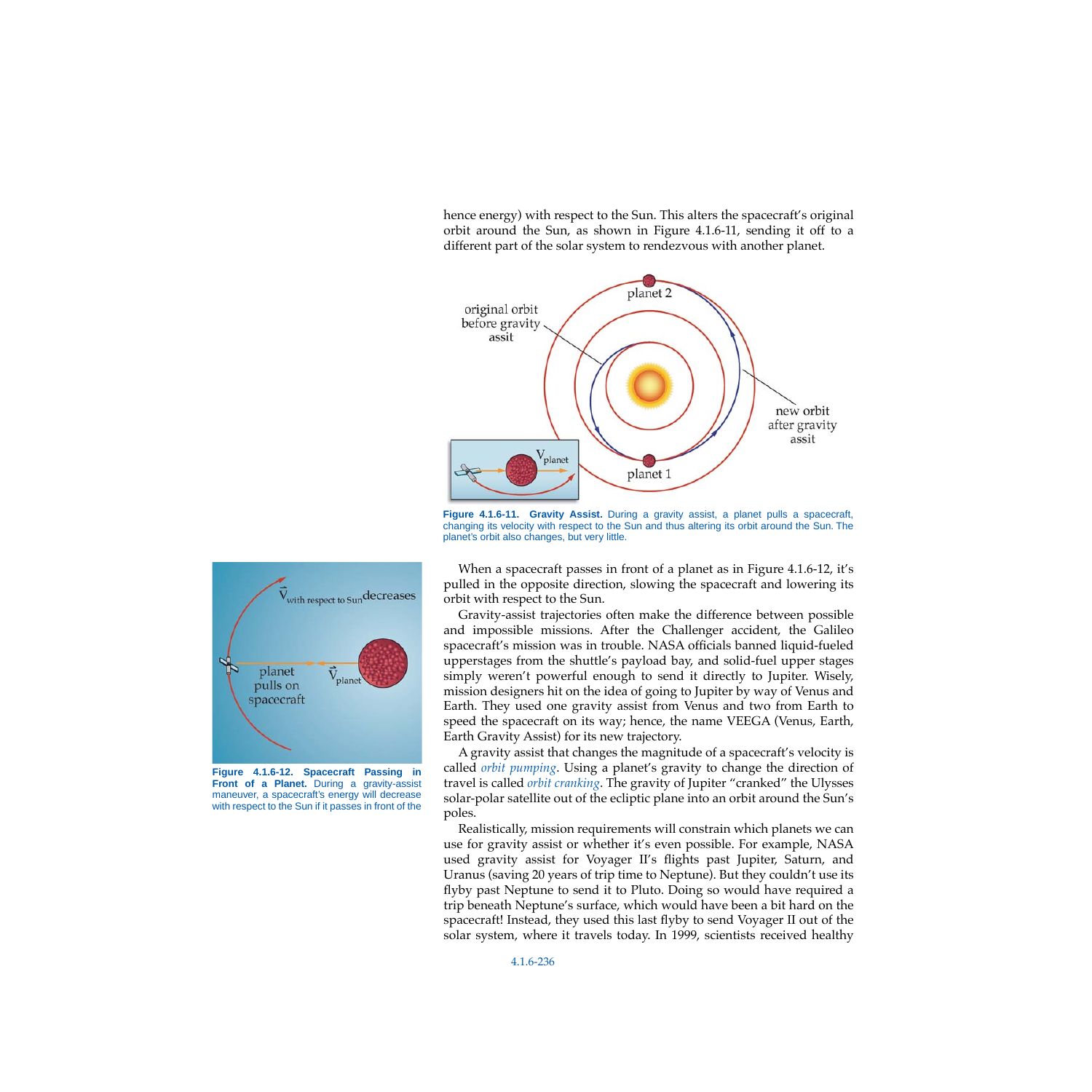hence energy) with respect to the Sun. This alters the spacecraft's original orbit around the Sun, as shown in Figure 4.1.6-11, sending it off to a different part of the solar system to rendezvous with another planet.

**Figure 4.1.6-11. Gravity Assist.** During a gravity assist, a planet pulls a spacecraft, changing its velocity with respect to the Sun and thus altering its orbit around the Sun. The planet's orbit also changes, but very little.

When a spacecraft passes in front of a planet as in Figure 4.1.6-12, it's pulled in the opposite direction, slowing the spacecraft and lowering its orbit with respect to the Sun.

**Figure 4.1.6-12. Spacecraft Passing in Front of a Planet.** During a gravity-assist maneuver, a spacecraft's energy will decrease with respect to the Sun if it passes in front of the

Gravity-assist trajectories often make the difference between possible and impossible missions. After the Challenger accident, the Galileo spacecraft's mission was in trouble. NASA officials banned liquid-fueled upperstages from the shuttle's payload bay, and solid-fuel upper stages simply weren't powerful enough to send it directly to Jupiter. Wisely, mission designers hit on the idea of going to Jupiter by way of Venus and Earth. They used one gravity assist from Venus and two from Earth to speed the spacecraft on its way; hence, the name VEEGA (Venus, Earth, Earth Gravity Assist) for its new trajectory.

A gravity assist that changes the magnitude of a spacecraft's velocity is called *orbit pumping*. Using a planet's gravity to change the direction of travel is called *orbit cranking*. The gravity of Jupiter "cranked" the Ulysses solar-polar satellite out of the ecliptic plane into an orbit around the Sun's poles.

Realistically, mission requirements will constrain which planets we can use for gravity assist or whether it's even possible. For example, NASA used gravity assist for Voyager II's flights past Jupiter, Saturn, and Uranus (saving 20 years of trip time to Neptune). But they couldn't use its flyby past Neptune to send it to Pluto. Doing so would have required a trip beneath Neptune's surface, which would have been a bit hard on the spacecraft! Instead, they used this last flyby to send Voyager II out of the solar system, where it travels today. In 1999, scientists received healthy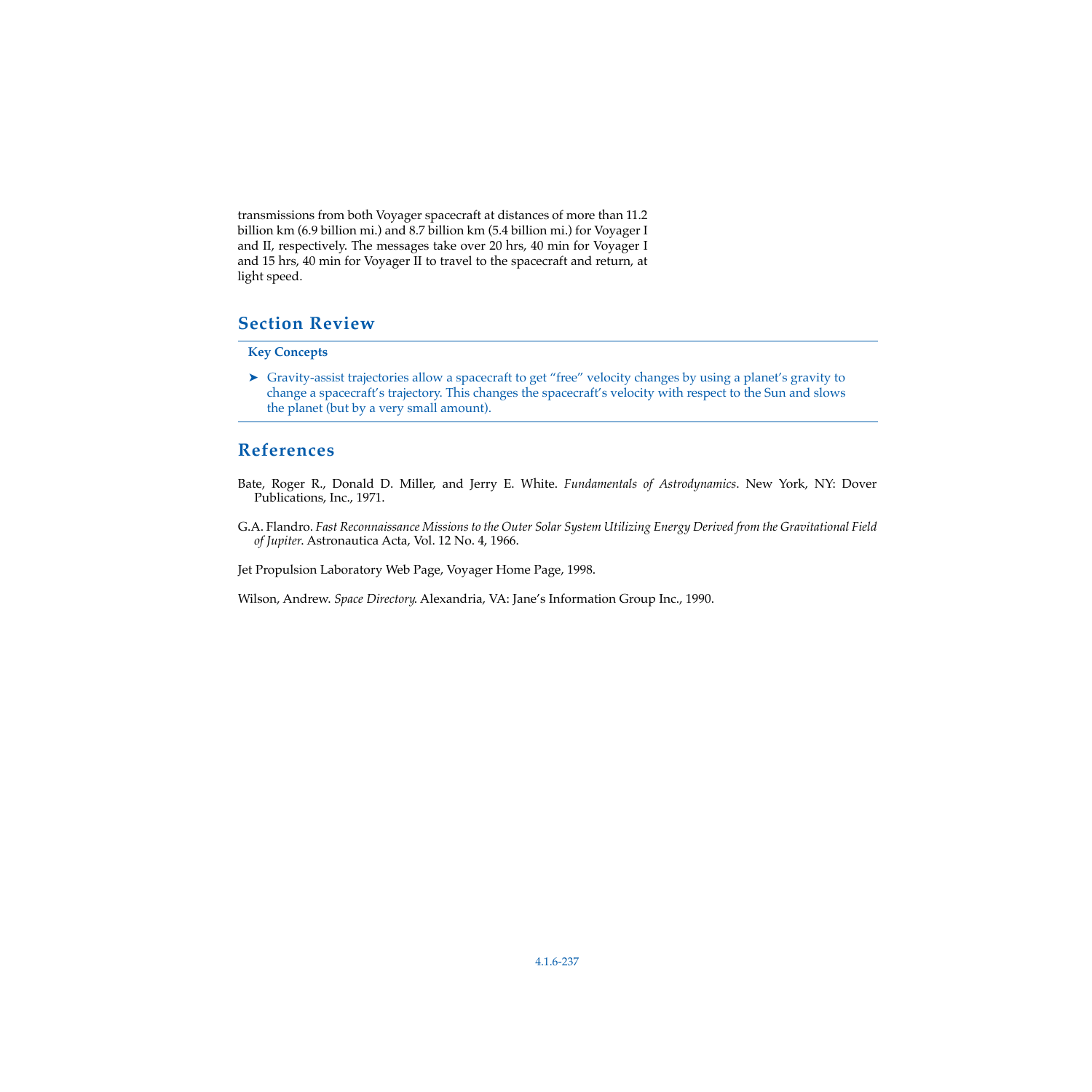transmissions from both Voyager spacecraft at distances of more than 11.2 billion km (6.9 billion mi.) and 8.7 billion km (5.4 billion mi.) for Voyager I and II, respectively. The messages take over 20 hrs, 40 min for Voyager I and 15 hrs, 40 min for Voyager II to travel to the spacecraft and return, at light speed.

## Section Review

**Key Concepts**

- Gravity-assist trajectories allow a spacecraft to get "free" velocity changes by using a planet's gravity to change a spacecraft's trajectory. This changes the spacecraft's velocity with respect to the Sun and slows the planet (but by a very small amount).

## References

Bate, Roger R., Donald D. Miller, and Jerry E. White. *Fundamentals of Astrodynamics*. New York, NY: Dover Publications, Inc., 1971.

G.A. Flandro. *Fast Reconnaissance Missions to the Outer Solar System Utilizing Energy Derived from the Gravitational Field of Jupiter*. Astronautica Acta, Vol. 12 No. 4, 1966.

Jet Propulsion Laboratory Web Page, Voyager Home Page, 1998.

Wilson, Andrew. *Space Directory*. Alexandria, VA: Jane's Information Group Inc., 1990.